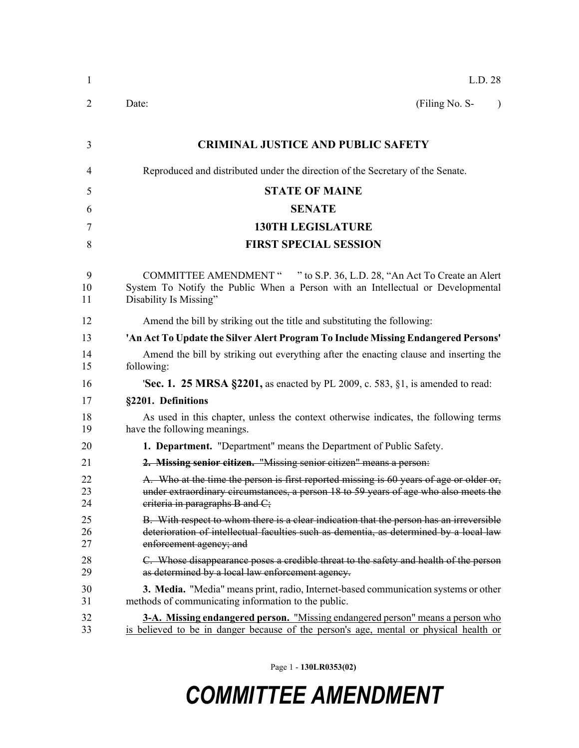L.D. 28

Date: (Filing No. S- )

**CRIMINAL JUSTICE AND PUBLIC SAFETY**

Reproduced and distributed under the direction of the Secretary of the Senate.

**STATE OF MAINE**

**SENATE**

**130TH LEGISLATURE**

**FIRST SPECIAL SESSION**

COMMITTEE AMENDMENT " " to S.P. 36, L.D. 28, "An Act To Create an Alert System To Notify the Public When a Person with an Intellectual or Developmental Disability Is Missing"

Amend the bill by striking out the title and substituting the following:

**'An Act To Update the Silver Alert Program To Include Missing Endangered Persons'**

Amend the bill by striking out everything after the enacting clause and inserting the following:

'**Sec. 1. 25 MRSA §2201,** as enacted by PL 2009, c. 583, §1, is amended to read:

**§2201. Definitions**

As used in this chapter, unless the context otherwise indicates, the following terms have the following meanings.

**1. Department.** "Department" means the Department of Public Safety.

~~**2. Missing senior citizen.** "Missing senior citizen" means a person:~~

~~A. Who at the time the person is first reported missing is 60 years of age or older or, under extraordinary circumstances, a person 18 to 59 years of age who also meets the criteria in paragraphs B and C;~~

~~B. With respect to whom there is a clear indication that the person has an irreversible deterioration of intellectual faculties such as dementia, as determined by a local law enforcement agency; and~~

~~C. Whose disappearance poses a credible threat to the safety and health of the person as determined by a local law enforcement agency.~~

**3. Media.** "Media" means print, radio, Internet-based communication systems or other methods of communicating information to the public.

<u>**3-A. Missing endangered person.** "Missing endangered person" means a person who is believed to be in danger because of the person's age, mental or physical health or</u>

Page 1 - **130LR0353(02)**

***COMMITTEE AMENDMENT***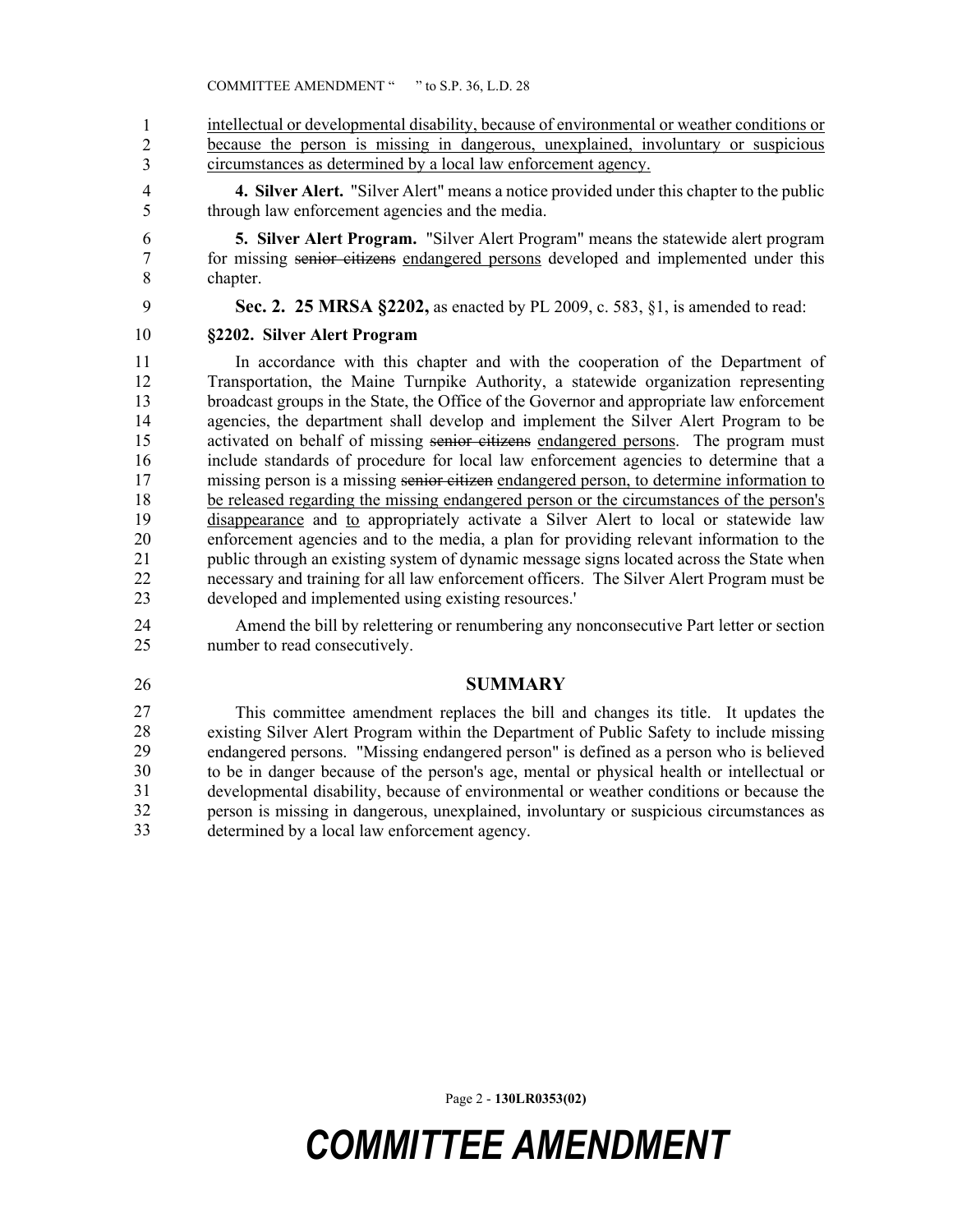intellectual or developmental disability, because of environmental or weather conditions or because the person is missing in dangerous, unexplained, involuntary or suspicious circumstances as determined by a local law enforcement agency.

**4. Silver Alert.** "Silver Alert" means a notice provided under this chapter to the public through law enforcement agencies and the media.

**5. Silver Alert Program.** "Silver Alert Program" means the statewide alert program for missing ~~senior citizens~~ endangered persons developed and implemented under this chapter.

**Sec. 2. 25 MRSA §2202,** as enacted by PL 2009, c. 583, §1, is amended to read:

**§2202. Silver Alert Program**

In accordance with this chapter and with the cooperation of the Department of Transportation, the Maine Turnpike Authority, a statewide organization representing broadcast groups in the State, the Office of the Governor and appropriate law enforcement agencies, the department shall develop and implement the Silver Alert Program to be activated on behalf of missing ~~senior citizens~~ endangered persons. The program must include standards of procedure for local law enforcement agencies to determine that a missing person is a missing ~~senior citizen~~ endangered person, to determine information to be released regarding the missing endangered person or the circumstances of the person's disappearance and to appropriately activate a Silver Alert to local or statewide law enforcement agencies and to the media, a plan for providing relevant information to the public through an existing system of dynamic message signs located across the State when necessary and training for all law enforcement officers. The Silver Alert Program must be developed and implemented using existing resources.'

Amend the bill by relettering or renumbering any nonconsecutive Part letter or section number to read consecutively.

## SUMMARY

This committee amendment replaces the bill and changes its title. It updates the existing Silver Alert Program within the Department of Public Safety to include missing endangered persons. "Missing endangered person" is defined as a person who is believed to be in danger because of the person's age, mental or physical health or intellectual or developmental disability, because of environmental or weather conditions or because the person is missing in dangerous, unexplained, involuntary or suspicious circumstances as determined by a local law enforcement agency.